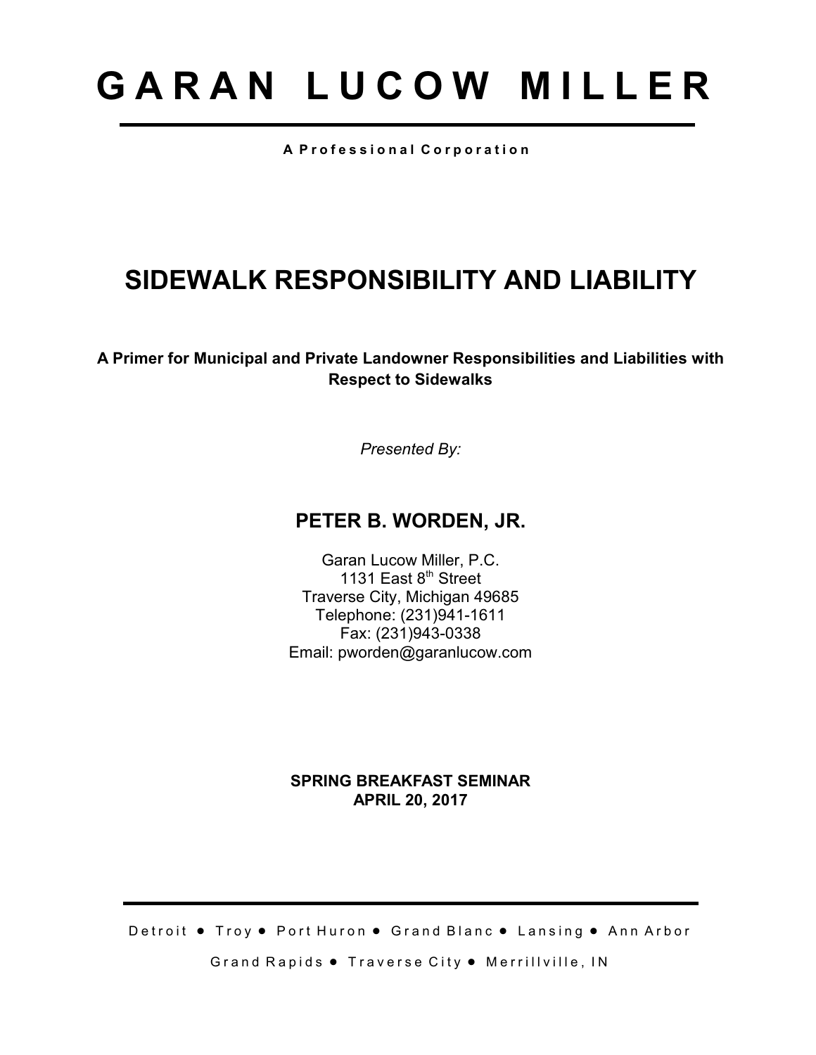# GARAN LUCOW MILLER

**A Professional Corporation**

## SIDEWALK RESPONSIBILITY AND LIABILITY

**A Primer for Municipal and Private Landowner Responsibilities and Liabilities with Respect to Sidewalks**

*Presented By:*

### PETER B. WORDEN, JR.

Garan Lucow Miller, P.C.
1131 East 8th Street
Traverse City, Michigan 49685
Telephone: (231)941-1611
Fax: (231)943-0338
Email: pworden@garanlucow.com

**SPRING BREAKFAST SEMINAR**
**APRIL 20, 2017**

Detroit ● Troy ● Port Huron ● Grand Blanc ● Lansing ● Ann Arbor

Grand Rapids ● Traverse City ● Merrillville, IN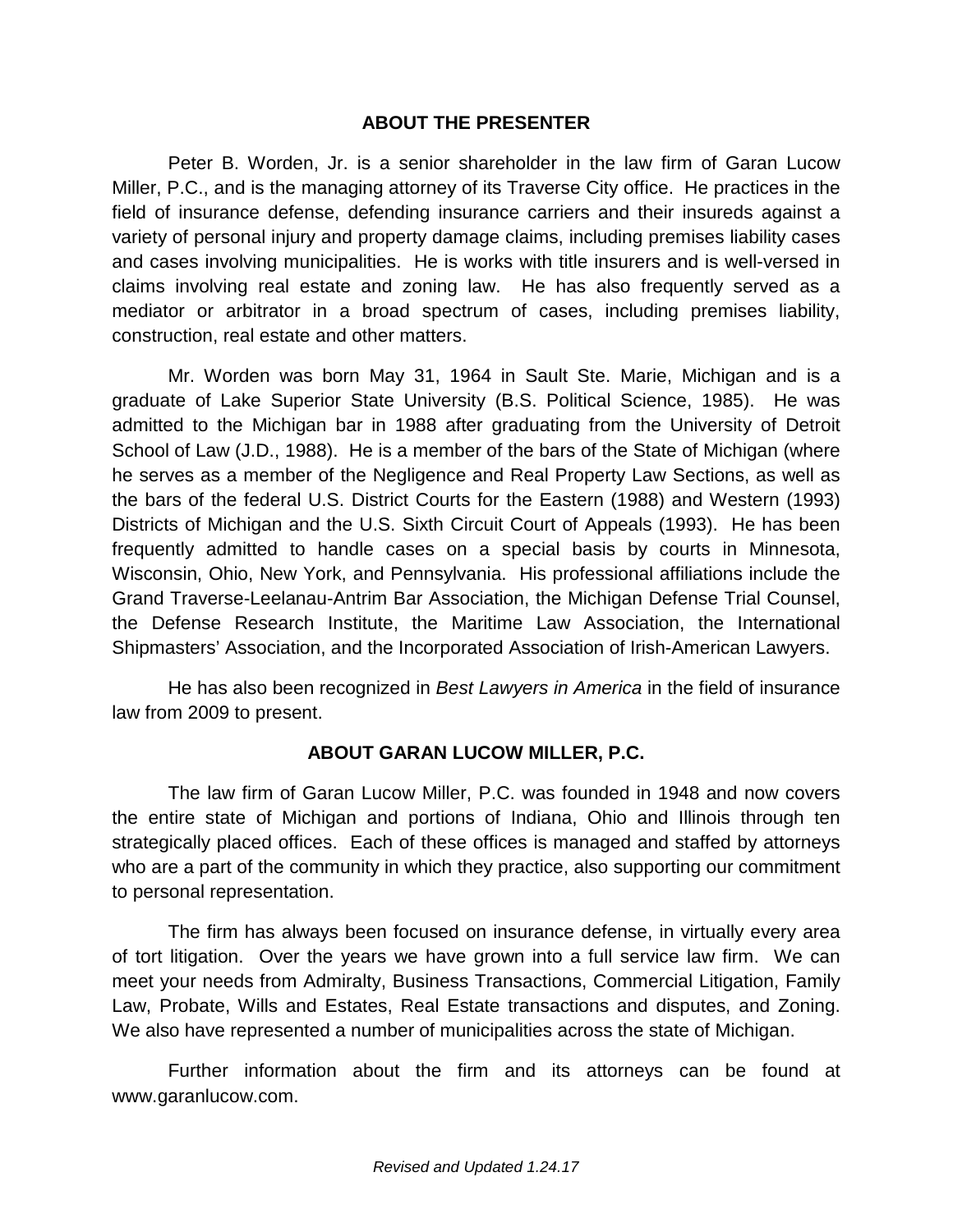## ABOUT THE PRESENTER

Peter B. Worden, Jr. is a senior shareholder in the law firm of Garan Lucow Miller, P.C., and is the managing attorney of its Traverse City office. He practices in the field of insurance defense, defending insurance carriers and their insureds against a variety of personal injury and property damage claims, including premises liability cases and cases involving municipalities. He is works with title insurers and is well-versed in claims involving real estate and zoning law. He has also frequently served as a mediator or arbitrator in a broad spectrum of cases, including premises liability, construction, real estate and other matters.

Mr. Worden was born May 31, 1964 in Sault Ste. Marie, Michigan and is a graduate of Lake Superior State University (B.S. Political Science, 1985). He was admitted to the Michigan bar in 1988 after graduating from the University of Detroit School of Law (J.D., 1988). He is a member of the bars of the State of Michigan (where he serves as a member of the Negligence and Real Property Law Sections, as well as the bars of the federal U.S. District Courts for the Eastern (1988) and Western (1993) Districts of Michigan and the U.S. Sixth Circuit Court of Appeals (1993). He has been frequently admitted to handle cases on a special basis by courts in Minnesota, Wisconsin, Ohio, New York, and Pennsylvania. His professional affiliations include the Grand Traverse-Leelanau-Antrim Bar Association, the Michigan Defense Trial Counsel, the Defense Research Institute, the Maritime Law Association, the International Shipmasters' Association, and the Incorporated Association of Irish-American Lawyers.

He has also been recognized in *Best Lawyers in America* in the field of insurance law from 2009 to present.

## ABOUT GARAN LUCOW MILLER, P.C.

The law firm of Garan Lucow Miller, P.C. was founded in 1948 and now covers the entire state of Michigan and portions of Indiana, Ohio and Illinois through ten strategically placed offices. Each of these offices is managed and staffed by attorneys who are a part of the community in which they practice, also supporting our commitment to personal representation.

The firm has always been focused on insurance defense, in virtually every area of tort litigation. Over the years we have grown into a full service law firm. We can meet your needs from Admiralty, Business Transactions, Commercial Litigation, Family Law, Probate, Wills and Estates, Real Estate transactions and disputes, and Zoning. We also have represented a number of municipalities across the state of Michigan.

Further information about the firm and its attorneys can be found at www.garanlucow.com.

*Revised and Updated 1.24.17*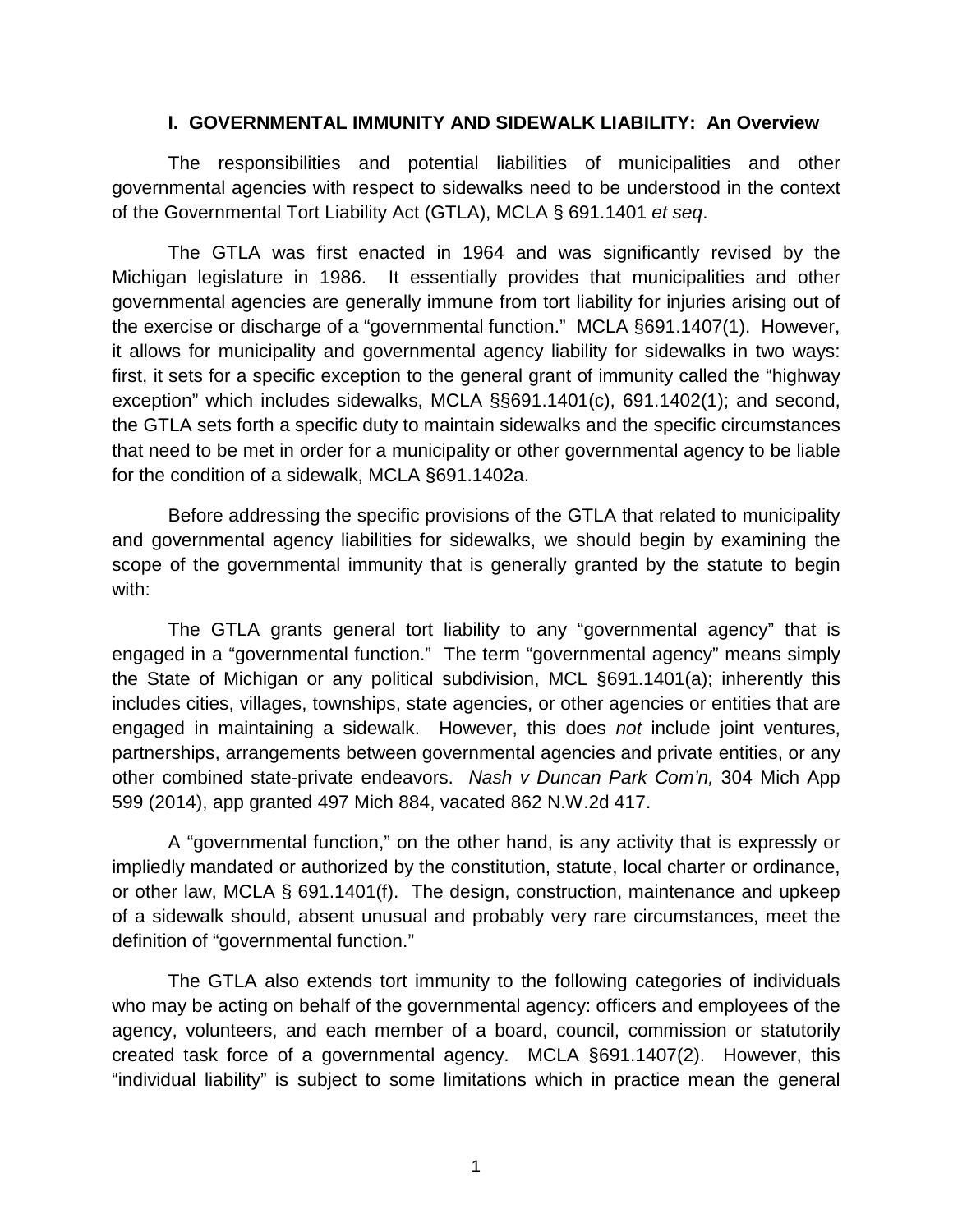### I. GOVERNMENTAL IMMUNITY AND SIDEWALK LIABILITY: An Overview

The responsibilities and potential liabilities of municipalities and other governmental agencies with respect to sidewalks need to be understood in the context of the Governmental Tort Liability Act (GTLA), MCLA § 691.1401 *et seq*.

The GTLA was first enacted in 1964 and was significantly revised by the Michigan legislature in 1986. It essentially provides that municipalities and other governmental agencies are generally immune from tort liability for injuries arising out of the exercise or discharge of a "governmental function." MCLA §691.1407(1). However, it allows for municipality and governmental agency liability for sidewalks in two ways: first, it sets for a specific exception to the general grant of immunity called the "highway exception" which includes sidewalks, MCLA §§691.1401(c), 691.1402(1); and second, the GTLA sets forth a specific duty to maintain sidewalks and the specific circumstances that need to be met in order for a municipality or other governmental agency to be liable for the condition of a sidewalk, MCLA §691.1402a.

Before addressing the specific provisions of the GTLA that related to municipality and governmental agency liabilities for sidewalks, we should begin by examining the scope of the governmental immunity that is generally granted by the statute to begin with:

The GTLA grants general tort liability to any "governmental agency" that is engaged in a "governmental function." The term "governmental agency" means simply the State of Michigan or any political subdivision, MCL §691.1401(a); inherently this includes cities, villages, townships, state agencies, or other agencies or entities that are engaged in maintaining a sidewalk. However, this does *not* include joint ventures, partnerships, arrangements between governmental agencies and private entities, or any other combined state-private endeavors. *Nash v Duncan Park Com'n,* 304 Mich App 599 (2014), app granted 497 Mich 884, vacated 862 N.W.2d 417.

A "governmental function," on the other hand, is any activity that is expressly or impliedly mandated or authorized by the constitution, statute, local charter or ordinance, or other law, MCLA § 691.1401(f). The design, construction, maintenance and upkeep of a sidewalk should, absent unusual and probably very rare circumstances, meet the definition of "governmental function."

The GTLA also extends tort immunity to the following categories of individuals who may be acting on behalf of the governmental agency: officers and employees of the agency, volunteers, and each member of a board, council, commission or statutorily created task force of a governmental agency. MCLA §691.1407(2). However, this "individual liability" is subject to some limitations which in practice mean the general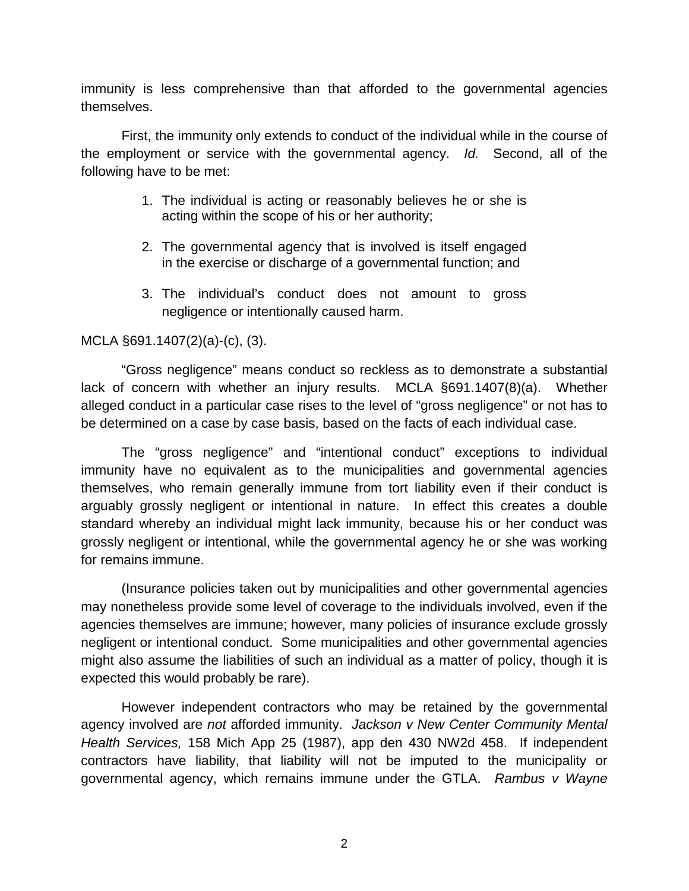immunity is less comprehensive than that afforded to the governmental agencies themselves.

First, the immunity only extends to conduct of the individual while in the course of the employment or service with the governmental agency. *Id.* Second, all of the following have to be met:

1. The individual is acting or reasonably believes he or she is acting within the scope of his or her authority;

2. The governmental agency that is involved is itself engaged in the exercise or discharge of a governmental function; and

3. The individual's conduct does not amount to gross negligence or intentionally caused harm.

MCLA §691.1407(2)(a)-(c), (3).

"Gross negligence" means conduct so reckless as to demonstrate a substantial lack of concern with whether an injury results. MCLA §691.1407(8)(a). Whether alleged conduct in a particular case rises to the level of "gross negligence" or not has to be determined on a case by case basis, based on the facts of each individual case.

The "gross negligence" and "intentional conduct" exceptions to individual immunity have no equivalent as to the municipalities and governmental agencies themselves, who remain generally immune from tort liability even if their conduct is arguably grossly negligent or intentional in nature. In effect this creates a double standard whereby an individual might lack immunity, because his or her conduct was grossly negligent or intentional, while the governmental agency he or she was working for remains immune.

(Insurance policies taken out by municipalities and other governmental agencies may nonetheless provide some level of coverage to the individuals involved, even if the agencies themselves are immune; however, many policies of insurance exclude grossly negligent or intentional conduct. Some municipalities and other governmental agencies might also assume the liabilities of such an individual as a matter of policy, though it is expected this would probably be rare).

However independent contractors who may be retained by the governmental agency involved are *not* afforded immunity. *Jackson v New Center Community Mental Health Services,* 158 Mich App 25 (1987), app den 430 NW2d 458. If independent contractors have liability, that liability will not be imputed to the municipality or governmental agency, which remains immune under the GTLA. *Rambus v Wayne*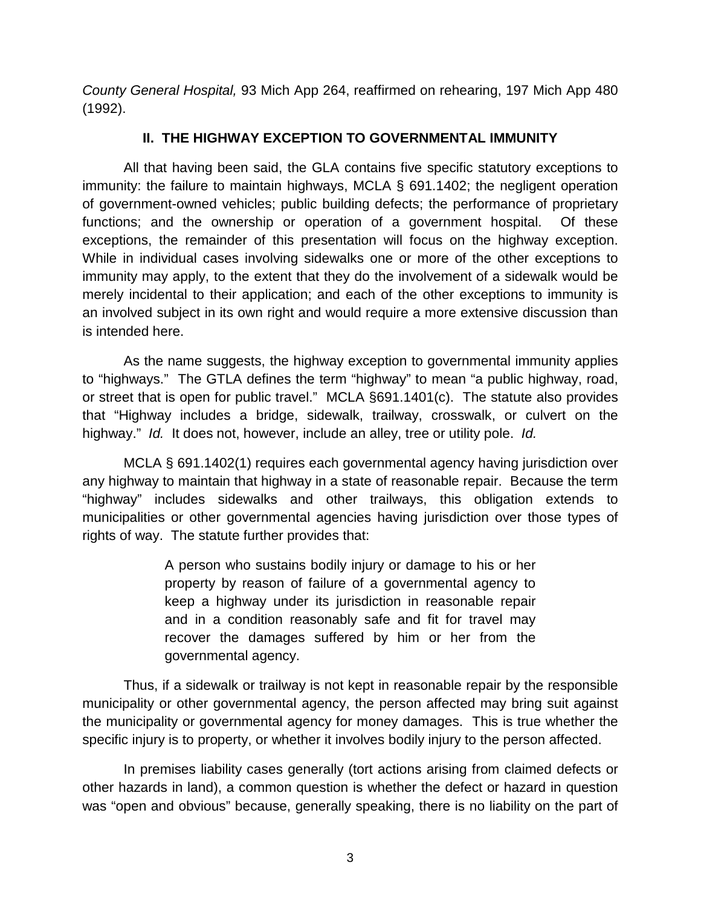*County General Hospital,* 93 Mich App 264, reaffirmed on rehearing, 197 Mich App 480 (1992).

## II. THE HIGHWAY EXCEPTION TO GOVERNMENTAL IMMUNITY

All that having been said, the GLA contains five specific statutory exceptions to immunity: the failure to maintain highways, MCLA § 691.1402; the negligent operation of government-owned vehicles; public building defects; the performance of proprietary functions; and the ownership or operation of a government hospital. Of these exceptions, the remainder of this presentation will focus on the highway exception. While in individual cases involving sidewalks one or more of the other exceptions to immunity may apply, to the extent that they do the involvement of a sidewalk would be merely incidental to their application; and each of the other exceptions to immunity is an involved subject in its own right and would require a more extensive discussion than is intended here.

As the name suggests, the highway exception to governmental immunity applies to "highways." The GTLA defines the term "highway" to mean "a public highway, road, or street that is open for public travel." MCLA §691.1401(c). The statute also provides that "Highway includes a bridge, sidewalk, trailway, crosswalk, or culvert on the highway." *Id.* It does not, however, include an alley, tree or utility pole. *Id.*

MCLA § 691.1402(1) requires each governmental agency having jurisdiction over any highway to maintain that highway in a state of reasonable repair. Because the term "highway" includes sidewalks and other trailways, this obligation extends to municipalities or other governmental agencies having jurisdiction over those types of rights of way. The statute further provides that:

> A person who sustains bodily injury or damage to his or her property by reason of failure of a governmental agency to keep a highway under its jurisdiction in reasonable repair and in a condition reasonably safe and fit for travel may recover the damages suffered by him or her from the governmental agency.

Thus, if a sidewalk or trailway is not kept in reasonable repair by the responsible municipality or other governmental agency, the person affected may bring suit against the municipality or governmental agency for money damages. This is true whether the specific injury is to property, or whether it involves bodily injury to the person affected.

In premises liability cases generally (tort actions arising from claimed defects or other hazards in land), a common question is whether the defect or hazard in question was "open and obvious" because, generally speaking, there is no liability on the part of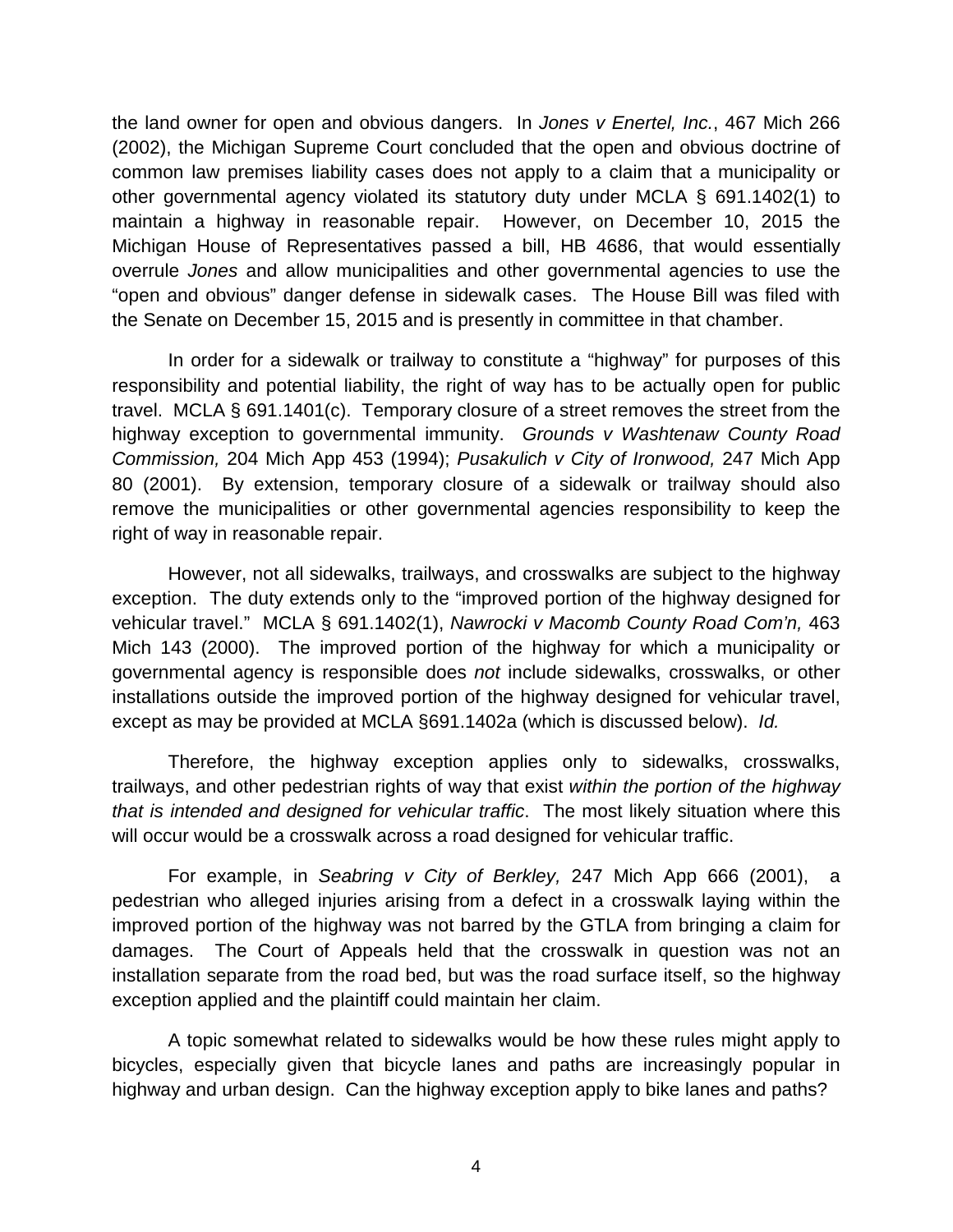the land owner for open and obvious dangers. In *Jones v Enertel, Inc.*, 467 Mich 266 (2002), the Michigan Supreme Court concluded that the open and obvious doctrine of common law premises liability cases does not apply to a claim that a municipality or other governmental agency violated its statutory duty under MCLA § 691.1402(1) to maintain a highway in reasonable repair. However, on December 10, 2015 the Michigan House of Representatives passed a bill, HB 4686, that would essentially overrule *Jones* and allow municipalities and other governmental agencies to use the "open and obvious" danger defense in sidewalk cases. The House Bill was filed with the Senate on December 15, 2015 and is presently in committee in that chamber.

In order for a sidewalk or trailway to constitute a "highway" for purposes of this responsibility and potential liability, the right of way has to be actually open for public travel. MCLA § 691.1401(c). Temporary closure of a street removes the street from the highway exception to governmental immunity. *Grounds v Washtenaw County Road Commission,* 204 Mich App 453 (1994); *Pusakulich v City of Ironwood,* 247 Mich App 80 (2001). By extension, temporary closure of a sidewalk or trailway should also remove the municipalities or other governmental agencies responsibility to keep the right of way in reasonable repair.

However, not all sidewalks, trailways, and crosswalks are subject to the highway exception. The duty extends only to the "improved portion of the highway designed for vehicular travel." MCLA § 691.1402(1), *Nawrocki v Macomb County Road Com'n,* 463 Mich 143 (2000). The improved portion of the highway for which a municipality or governmental agency is responsible does *not* include sidewalks, crosswalks, or other installations outside the improved portion of the highway designed for vehicular travel, except as may be provided at MCLA §691.1402a (which is discussed below). *Id.*

Therefore, the highway exception applies only to sidewalks, crosswalks, trailways, and other pedestrian rights of way that exist *within the portion of the highway that is intended and designed for vehicular traffic*. The most likely situation where this will occur would be a crosswalk across a road designed for vehicular traffic.

For example, in *Seabring v City of Berkley,* 247 Mich App 666 (2001), a pedestrian who alleged injuries arising from a defect in a crosswalk laying within the improved portion of the highway was not barred by the GTLA from bringing a claim for damages. The Court of Appeals held that the crosswalk in question was not an installation separate from the road bed, but was the road surface itself, so the highway exception applied and the plaintiff could maintain her claim.

A topic somewhat related to sidewalks would be how these rules might apply to bicycles, especially given that bicycle lanes and paths are increasingly popular in highway and urban design. Can the highway exception apply to bike lanes and paths?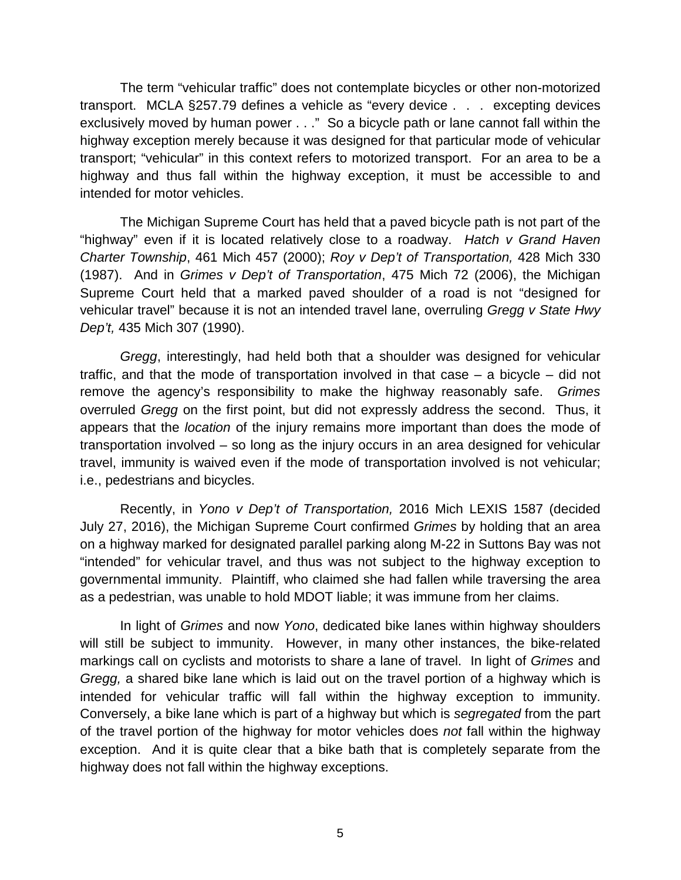The term "vehicular traffic" does not contemplate bicycles or other non-motorized transport. MCLA §257.79 defines a vehicle as "every device . . . excepting devices exclusively moved by human power . . ." So a bicycle path or lane cannot fall within the highway exception merely because it was designed for that particular mode of vehicular transport; "vehicular" in this context refers to motorized transport. For an area to be a highway and thus fall within the highway exception, it must be accessible to and intended for motor vehicles.

The Michigan Supreme Court has held that a paved bicycle path is not part of the "highway" even if it is located relatively close to a roadway. *Hatch v Grand Haven Charter Township*, 461 Mich 457 (2000); *Roy v Dep't of Transportation,* 428 Mich 330 (1987). And in *Grimes v Dep't of Transportation*, 475 Mich 72 (2006), the Michigan Supreme Court held that a marked paved shoulder of a road is not "designed for vehicular travel" because it is not an intended travel lane, overruling *Gregg v State Hwy Dep't,* 435 Mich 307 (1990).

*Gregg*, interestingly, had held both that a shoulder was designed for vehicular traffic, and that the mode of transportation involved in that case – a bicycle – did not remove the agency's responsibility to make the highway reasonably safe. *Grimes* overruled *Gregg* on the first point, but did not expressly address the second. Thus, it appears that the *location* of the injury remains more important than does the mode of transportation involved – so long as the injury occurs in an area designed for vehicular travel, immunity is waived even if the mode of transportation involved is not vehicular; i.e., pedestrians and bicycles.

Recently, in *Yono v Dep't of Transportation,* 2016 Mich LEXIS 1587 (decided July 27, 2016), the Michigan Supreme Court confirmed *Grimes* by holding that an area on a highway marked for designated parallel parking along M-22 in Suttons Bay was not "intended" for vehicular travel, and thus was not subject to the highway exception to governmental immunity. Plaintiff, who claimed she had fallen while traversing the area as a pedestrian, was unable to hold MDOT liable; it was immune from her claims.

In light of *Grimes* and now *Yono*, dedicated bike lanes within highway shoulders will still be subject to immunity. However, in many other instances, the bike-related markings call on cyclists and motorists to share a lane of travel. In light of *Grimes* and *Gregg,* a shared bike lane which is laid out on the travel portion of a highway which is intended for vehicular traffic will fall within the highway exception to immunity. Conversely, a bike lane which is part of a highway but which is *segregated* from the part of the travel portion of the highway for motor vehicles does *not* fall within the highway exception. And it is quite clear that a bike bath that is completely separate from the highway does not fall within the highway exceptions.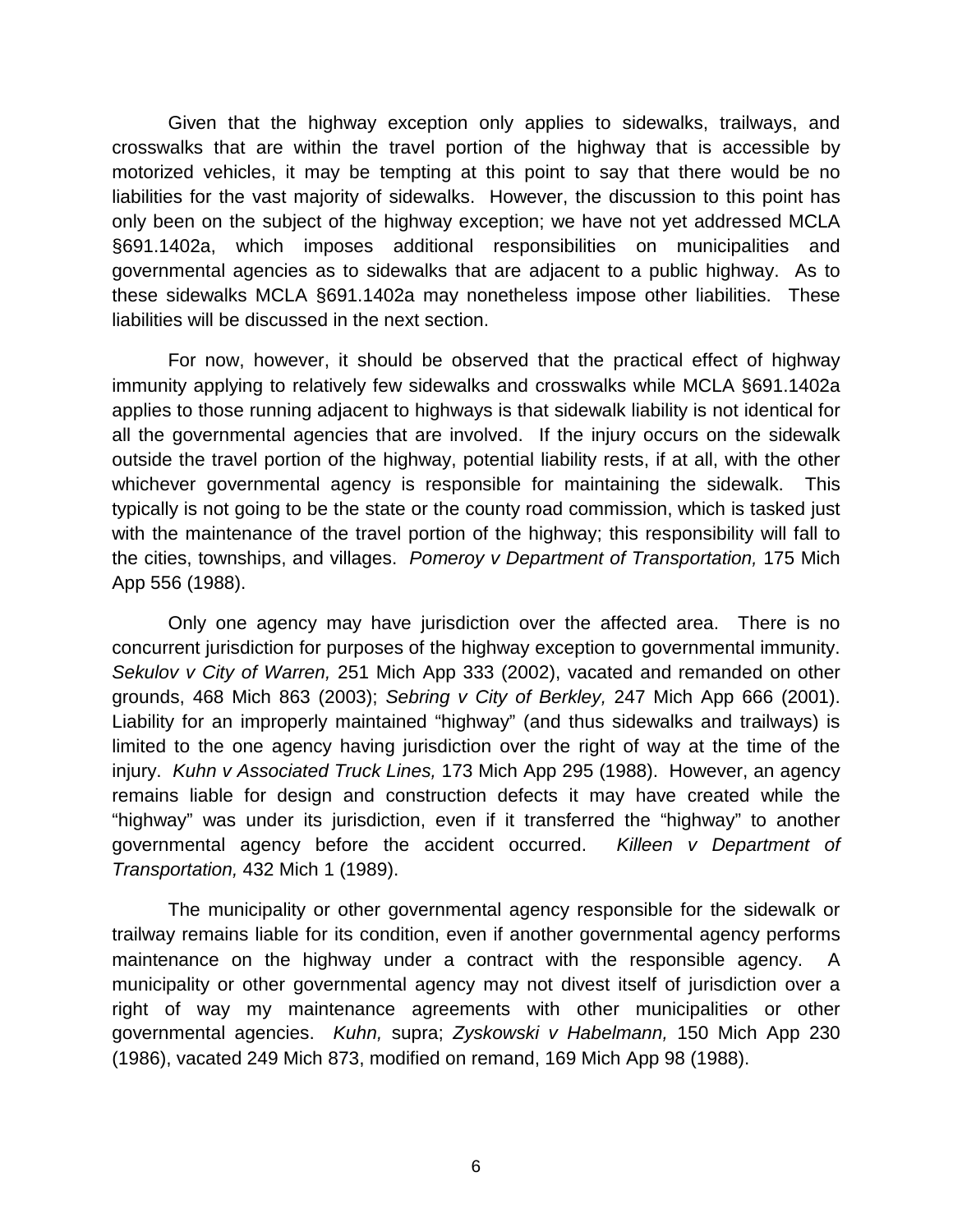Given that the highway exception only applies to sidewalks, trailways, and crosswalks that are within the travel portion of the highway that is accessible by motorized vehicles, it may be tempting at this point to say that there would be no liabilities for the vast majority of sidewalks. However, the discussion to this point has only been on the subject of the highway exception; we have not yet addressed MCLA §691.1402a, which imposes additional responsibilities on municipalities and governmental agencies as to sidewalks that are adjacent to a public highway. As to these sidewalks MCLA §691.1402a may nonetheless impose other liabilities. These liabilities will be discussed in the next section.

For now, however, it should be observed that the practical effect of highway immunity applying to relatively few sidewalks and crosswalks while MCLA §691.1402a applies to those running adjacent to highways is that sidewalk liability is not identical for all the governmental agencies that are involved. If the injury occurs on the sidewalk outside the travel portion of the highway, potential liability rests, if at all, with the other whichever governmental agency is responsible for maintaining the sidewalk. This typically is not going to be the state or the county road commission, which is tasked just with the maintenance of the travel portion of the highway; this responsibility will fall to the cities, townships, and villages. *Pomeroy v Department of Transportation,* 175 Mich App 556 (1988).

Only one agency may have jurisdiction over the affected area. There is no concurrent jurisdiction for purposes of the highway exception to governmental immunity. *Sekulov v City of Warren,* 251 Mich App 333 (2002), vacated and remanded on other grounds, 468 Mich 863 (2003); *Sebring v City of Berkley,* 247 Mich App 666 (2001). Liability for an improperly maintained "highway" (and thus sidewalks and trailways) is limited to the one agency having jurisdiction over the right of way at the time of the injury. *Kuhn v Associated Truck Lines,* 173 Mich App 295 (1988). However, an agency remains liable for design and construction defects it may have created while the "highway" was under its jurisdiction, even if it transferred the "highway" to another governmental agency before the accident occurred. *Killeen v Department of Transportation,* 432 Mich 1 (1989).

The municipality or other governmental agency responsible for the sidewalk or trailway remains liable for its condition, even if another governmental agency performs maintenance on the highway under a contract with the responsible agency. A municipality or other governmental agency may not divest itself of jurisdiction over a right of way my maintenance agreements with other municipalities or other governmental agencies. *Kuhn,* supra; *Zyskowski v Habelmann,* 150 Mich App 230 (1986), vacated 249 Mich 873, modified on remand, 169 Mich App 98 (1988).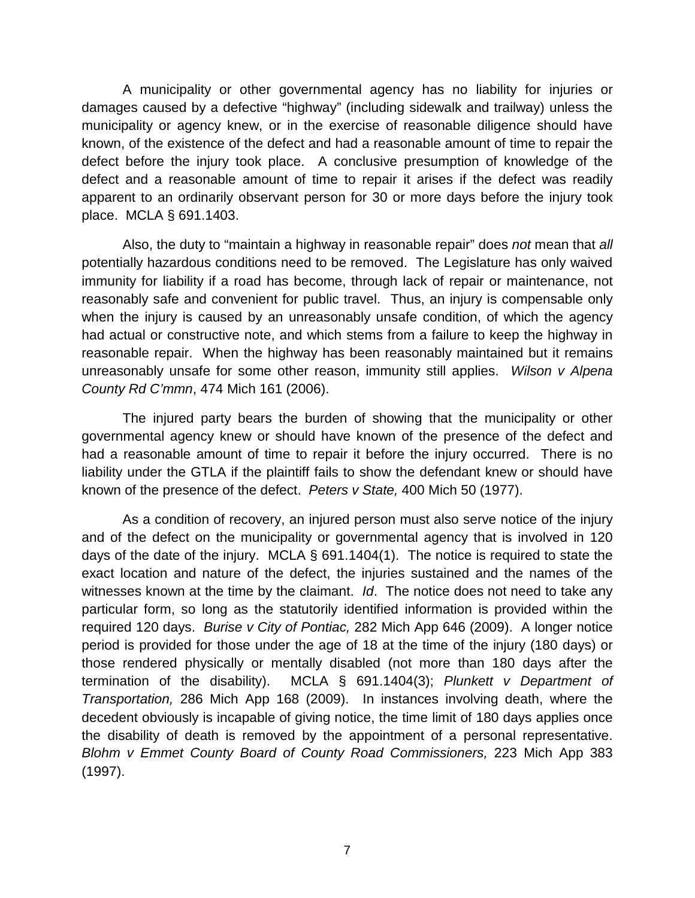A municipality or other governmental agency has no liability for injuries or damages caused by a defective "highway" (including sidewalk and trailway) unless the municipality or agency knew, or in the exercise of reasonable diligence should have known, of the existence of the defect and had a reasonable amount of time to repair the defect before the injury took place. A conclusive presumption of knowledge of the defect and a reasonable amount of time to repair it arises if the defect was readily apparent to an ordinarily observant person for 30 or more days before the injury took place. MCLA § 691.1403.

Also, the duty to "maintain a highway in reasonable repair" does *not* mean that *all* potentially hazardous conditions need to be removed. The Legislature has only waived immunity for liability if a road has become, through lack of repair or maintenance, not reasonably safe and convenient for public travel. Thus, an injury is compensable only when the injury is caused by an unreasonably unsafe condition, of which the agency had actual or constructive note, and which stems from a failure to keep the highway in reasonable repair. When the highway has been reasonably maintained but it remains unreasonably unsafe for some other reason, immunity still applies. *Wilson v Alpena County Rd C'mmn*, 474 Mich 161 (2006).

The injured party bears the burden of showing that the municipality or other governmental agency knew or should have known of the presence of the defect and had a reasonable amount of time to repair it before the injury occurred. There is no liability under the GTLA if the plaintiff fails to show the defendant knew or should have known of the presence of the defect. *Peters v State,* 400 Mich 50 (1977).

As a condition of recovery, an injured person must also serve notice of the injury and of the defect on the municipality or governmental agency that is involved in 120 days of the date of the injury. MCLA § 691.1404(1). The notice is required to state the exact location and nature of the defect, the injuries sustained and the names of the witnesses known at the time by the claimant. *Id*. The notice does not need to take any particular form, so long as the statutorily identified information is provided within the required 120 days. *Burise v City of Pontiac,* 282 Mich App 646 (2009). A longer notice period is provided for those under the age of 18 at the time of the injury (180 days) or those rendered physically or mentally disabled (not more than 180 days after the termination of the disability). MCLA § 691.1404(3); *Plunkett v Department of Transportation,* 286 Mich App 168 (2009). In instances involving death, where the decedent obviously is incapable of giving notice, the time limit of 180 days applies once the disability of death is removed by the appointment of a personal representative. *Blohm v Emmet County Board of County Road Commissioners,* 223 Mich App 383 (1997).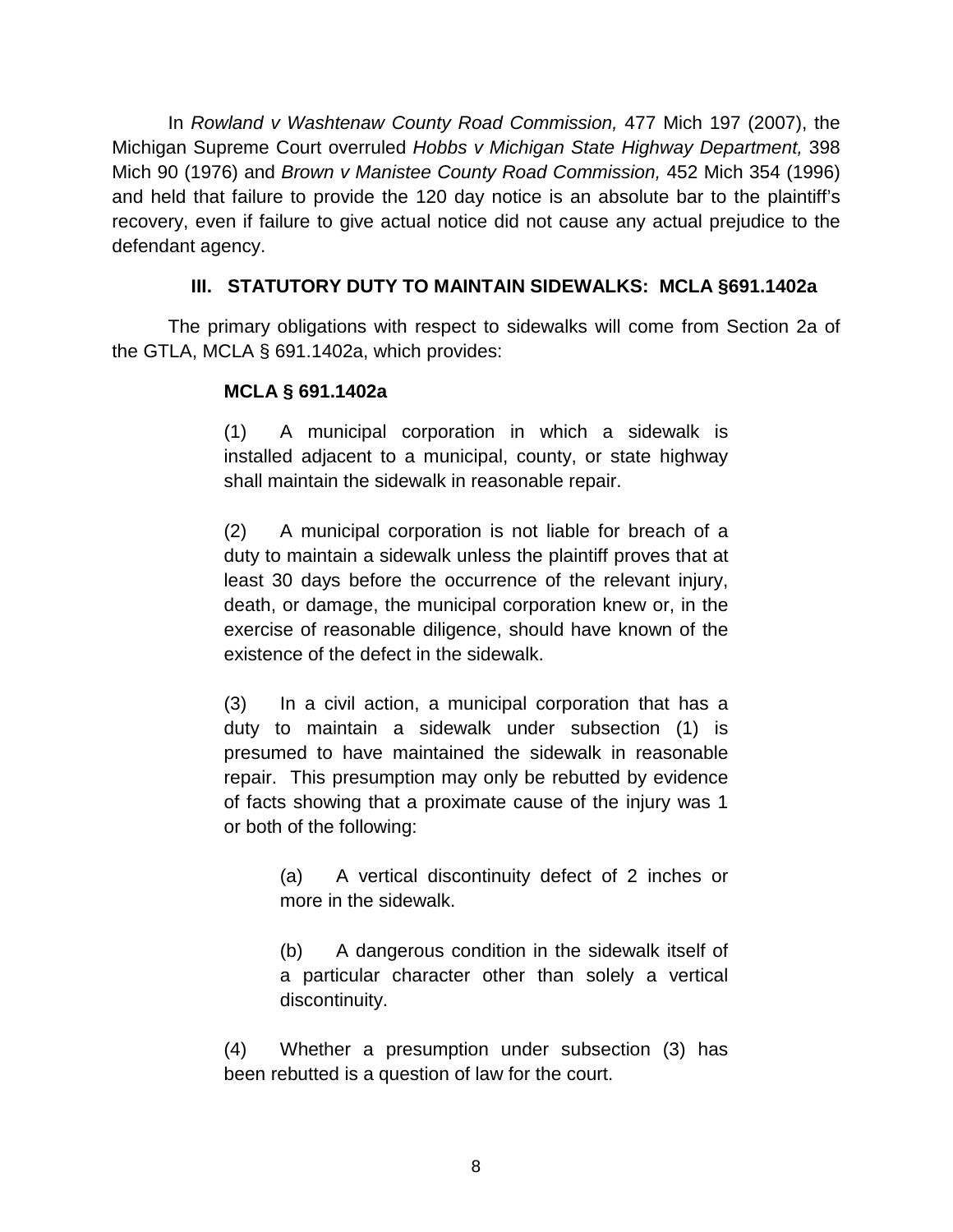In *Rowland v Washtenaw County Road Commission,* 477 Mich 197 (2007), the Michigan Supreme Court overruled *Hobbs v Michigan State Highway Department,* 398 Mich 90 (1976) and *Brown v Manistee County Road Commission,* 452 Mich 354 (1996) and held that failure to provide the 120 day notice is an absolute bar to the plaintiff's recovery, even if failure to give actual notice did not cause any actual prejudice to the defendant agency.

### III. STATUTORY DUTY TO MAINTAIN SIDEWALKS: MCLA §691.1402a

The primary obligations with respect to sidewalks will come from Section 2a of the GTLA, MCLA § 691.1402a, which provides:

> **MCLA § 691.1402a**
>
> (1) A municipal corporation in which a sidewalk is installed adjacent to a municipal, county, or state highway shall maintain the sidewalk in reasonable repair.
>
> (2) A municipal corporation is not liable for breach of a duty to maintain a sidewalk unless the plaintiff proves that at least 30 days before the occurrence of the relevant injury, death, or damage, the municipal corporation knew or, in the exercise of reasonable diligence, should have known of the existence of the defect in the sidewalk.
>
> (3) In a civil action, a municipal corporation that has a duty to maintain a sidewalk under subsection (1) is presumed to have maintained the sidewalk in reasonable repair. This presumption may only be rebutted by evidence of facts showing that a proximate cause of the injury was 1 or both of the following:
>
> > (a) A vertical discontinuity defect of 2 inches or more in the sidewalk.
> >
> > (b) A dangerous condition in the sidewalk itself of a particular character other than solely a vertical discontinuity.
>
> (4) Whether a presumption under subsection (3) has been rebutted is a question of law for the court.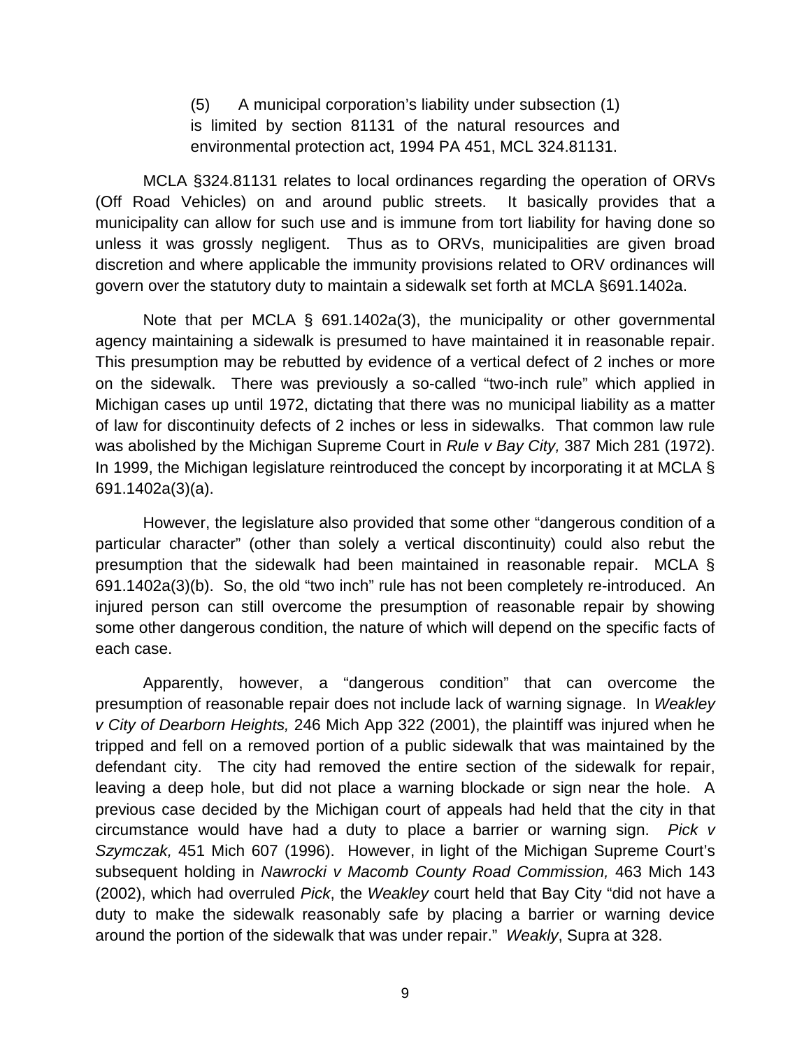> (5) A municipal corporation's liability under subsection (1) is limited by section 81131 of the natural resources and environmental protection act, 1994 PA 451, MCL 324.81131.

MCLA §324.81131 relates to local ordinances regarding the operation of ORVs (Off Road Vehicles) on and around public streets. It basically provides that a municipality can allow for such use and is immune from tort liability for having done so unless it was grossly negligent. Thus as to ORVs, municipalities are given broad discretion and where applicable the immunity provisions related to ORV ordinances will govern over the statutory duty to maintain a sidewalk set forth at MCLA §691.1402a.

Note that per MCLA § 691.1402a(3), the municipality or other governmental agency maintaining a sidewalk is presumed to have maintained it in reasonable repair. This presumption may be rebutted by evidence of a vertical defect of 2 inches or more on the sidewalk. There was previously a so-called "two-inch rule" which applied in Michigan cases up until 1972, dictating that there was no municipal liability as a matter of law for discontinuity defects of 2 inches or less in sidewalks. That common law rule was abolished by the Michigan Supreme Court in *Rule v Bay City,* 387 Mich 281 (1972). In 1999, the Michigan legislature reintroduced the concept by incorporating it at MCLA § 691.1402a(3)(a).

However, the legislature also provided that some other "dangerous condition of a particular character" (other than solely a vertical discontinuity) could also rebut the presumption that the sidewalk had been maintained in reasonable repair. MCLA § 691.1402a(3)(b). So, the old "two inch" rule has not been completely re-introduced. An injured person can still overcome the presumption of reasonable repair by showing some other dangerous condition, the nature of which will depend on the specific facts of each case.

Apparently, however, a "dangerous condition" that can overcome the presumption of reasonable repair does not include lack of warning signage. In *Weakley v City of Dearborn Heights,* 246 Mich App 322 (2001), the plaintiff was injured when he tripped and fell on a removed portion of a public sidewalk that was maintained by the defendant city. The city had removed the entire section of the sidewalk for repair, leaving a deep hole, but did not place a warning blockade or sign near the hole. A previous case decided by the Michigan court of appeals had held that the city in that circumstance would have had a duty to place a barrier or warning sign. *Pick v Szymczak,* 451 Mich 607 (1996). However, in light of the Michigan Supreme Court's subsequent holding in *Nawrocki v Macomb County Road Commission,* 463 Mich 143 (2002), which had overruled *Pick*, the *Weakley* court held that Bay City "did not have a duty to make the sidewalk reasonably safe by placing a barrier or warning device around the portion of the sidewalk that was under repair." *Weakly*, Supra at 328.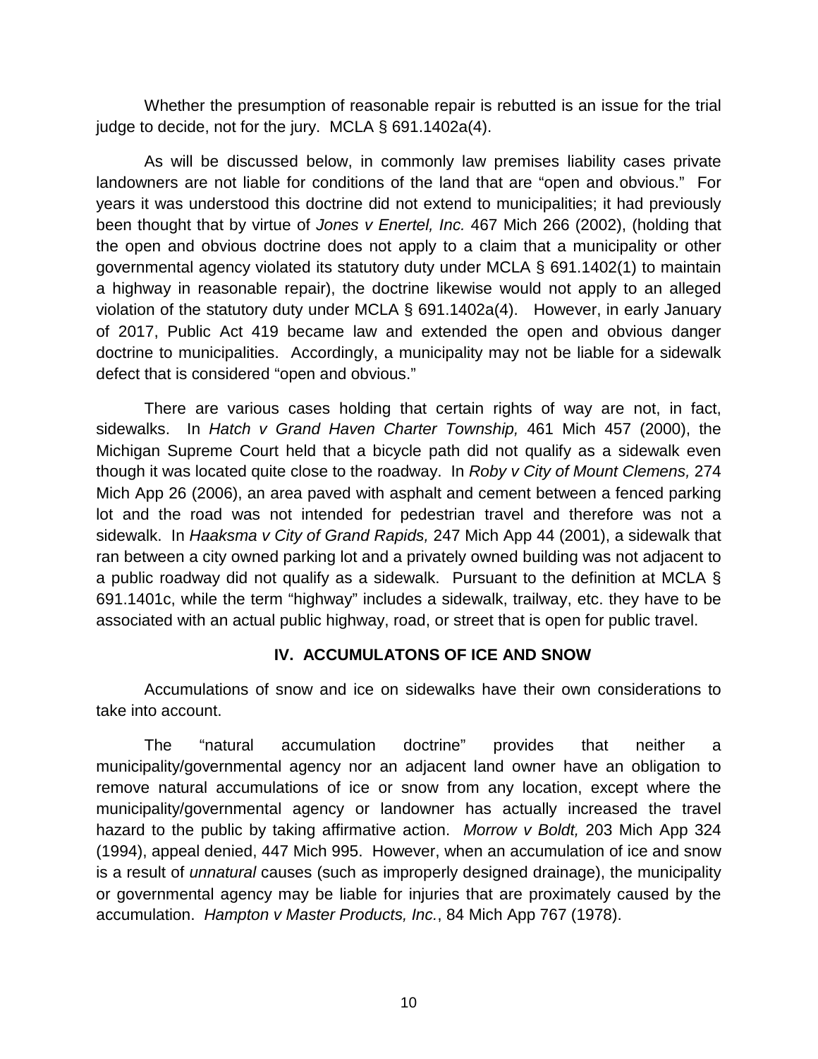Whether the presumption of reasonable repair is rebutted is an issue for the trial judge to decide, not for the jury. MCLA § 691.1402a(4).

As will be discussed below, in commonly law premises liability cases private landowners are not liable for conditions of the land that are "open and obvious." For years it was understood this doctrine did not extend to municipalities; it had previously been thought that by virtue of *Jones v Enertel, Inc.* 467 Mich 266 (2002), (holding that the open and obvious doctrine does not apply to a claim that a municipality or other governmental agency violated its statutory duty under MCLA § 691.1402(1) to maintain a highway in reasonable repair), the doctrine likewise would not apply to an alleged violation of the statutory duty under MCLA § 691.1402a(4). However, in early January of 2017, Public Act 419 became law and extended the open and obvious danger doctrine to municipalities. Accordingly, a municipality may not be liable for a sidewalk defect that is considered "open and obvious."

There are various cases holding that certain rights of way are not, in fact, sidewalks. In *Hatch v Grand Haven Charter Township,* 461 Mich 457 (2000), the Michigan Supreme Court held that a bicycle path did not qualify as a sidewalk even though it was located quite close to the roadway. In *Roby v City of Mount Clemens,* 274 Mich App 26 (2006), an area paved with asphalt and cement between a fenced parking lot and the road was not intended for pedestrian travel and therefore was not a sidewalk. In *Haaksma v City of Grand Rapids,* 247 Mich App 44 (2001), a sidewalk that ran between a city owned parking lot and a privately owned building was not adjacent to a public roadway did not qualify as a sidewalk. Pursuant to the definition at MCLA § 691.1401c, while the term "highway" includes a sidewalk, trailway, etc. they have to be associated with an actual public highway, road, or street that is open for public travel.

## IV. ACCUMULATONS OF ICE AND SNOW

Accumulations of snow and ice on sidewalks have their own considerations to take into account.

The "natural accumulation doctrine" provides that neither a municipality/governmental agency nor an adjacent land owner have an obligation to remove natural accumulations of ice or snow from any location, except where the municipality/governmental agency or landowner has actually increased the travel hazard to the public by taking affirmative action. *Morrow v Boldt,* 203 Mich App 324 (1994), appeal denied, 447 Mich 995. However, when an accumulation of ice and snow is a result of *unnatural* causes (such as improperly designed drainage), the municipality or governmental agency may be liable for injuries that are proximately caused by the accumulation. *Hampton v Master Products, Inc.*, 84 Mich App 767 (1978).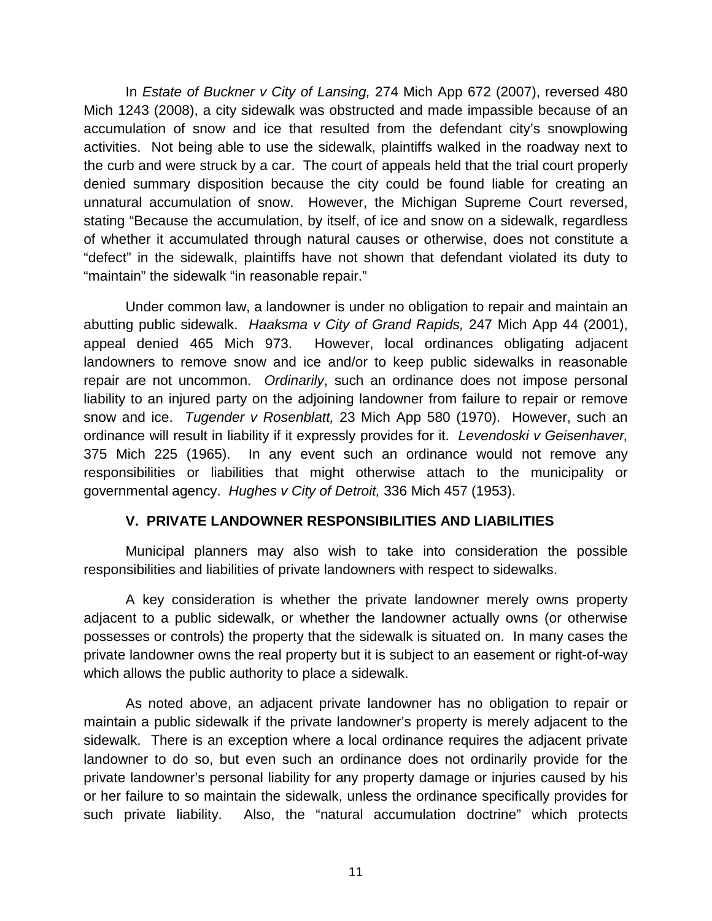In *Estate of Buckner v City of Lansing,* 274 Mich App 672 (2007), reversed 480 Mich 1243 (2008), a city sidewalk was obstructed and made impassible because of an accumulation of snow and ice that resulted from the defendant city's snowplowing activities. Not being able to use the sidewalk, plaintiffs walked in the roadway next to the curb and were struck by a car. The court of appeals held that the trial court properly denied summary disposition because the city could be found liable for creating an unnatural accumulation of snow. However, the Michigan Supreme Court reversed, stating "Because the accumulation, by itself, of ice and snow on a sidewalk, regardless of whether it accumulated through natural causes or otherwise, does not constitute a "defect" in the sidewalk, plaintiffs have not shown that defendant violated its duty to "maintain" the sidewalk "in reasonable repair."

Under common law, a landowner is under no obligation to repair and maintain an abutting public sidewalk. *Haaksma v City of Grand Rapids,* 247 Mich App 44 (2001), appeal denied 465 Mich 973. However, local ordinances obligating adjacent landowners to remove snow and ice and/or to keep public sidewalks in reasonable repair are not uncommon. *Ordinarily*, such an ordinance does not impose personal liability to an injured party on the adjoining landowner from failure to repair or remove snow and ice. *Tugender v Rosenblatt,* 23 Mich App 580 (1970). However, such an ordinance will result in liability if it expressly provides for it. *Levendoski v Geisenhaver,* 375 Mich 225 (1965). In any event such an ordinance would not remove any responsibilities or liabilities that might otherwise attach to the municipality or governmental agency. *Hughes v City of Detroit,* 336 Mich 457 (1953).

## V. PRIVATE LANDOWNER RESPONSIBILITIES AND LIABILITIES

Municipal planners may also wish to take into consideration the possible responsibilities and liabilities of private landowners with respect to sidewalks.

A key consideration is whether the private landowner merely owns property adjacent to a public sidewalk, or whether the landowner actually owns (or otherwise possesses or controls) the property that the sidewalk is situated on. In many cases the private landowner owns the real property but it is subject to an easement or right-of-way which allows the public authority to place a sidewalk.

As noted above, an adjacent private landowner has no obligation to repair or maintain a public sidewalk if the private landowner's property is merely adjacent to the sidewalk. There is an exception where a local ordinance requires the adjacent private landowner to do so, but even such an ordinance does not ordinarily provide for the private landowner's personal liability for any property damage or injuries caused by his or her failure to so maintain the sidewalk, unless the ordinance specifically provides for such private liability. Also, the "natural accumulation doctrine" which protects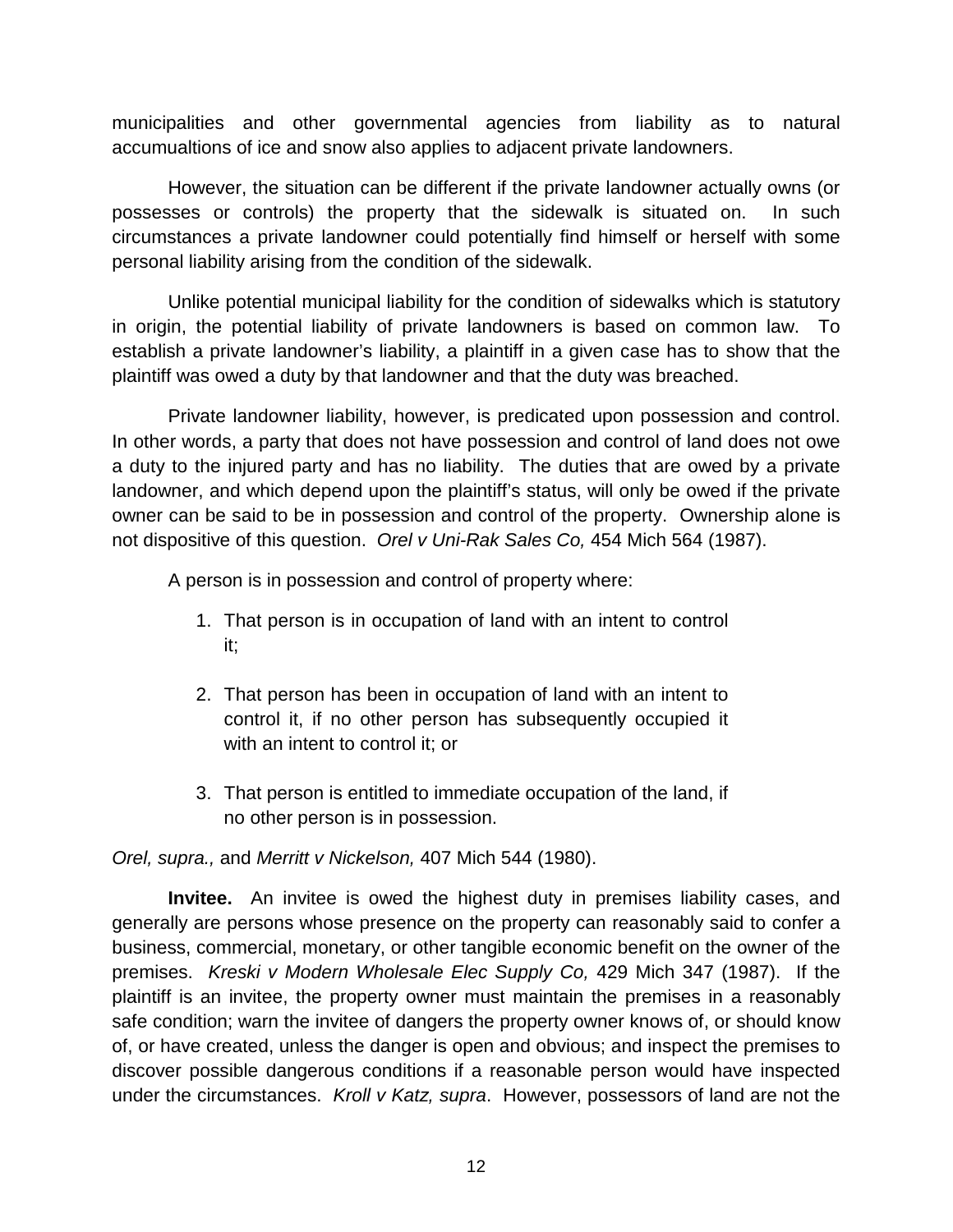municipalities and other governmental agencies from liability as to natural accumualtions of ice and snow also applies to adjacent private landowners.

However, the situation can be different if the private landowner actually owns (or possesses or controls) the property that the sidewalk is situated on. In such circumstances a private landowner could potentially find himself or herself with some personal liability arising from the condition of the sidewalk.

Unlike potential municipal liability for the condition of sidewalks which is statutory in origin, the potential liability of private landowners is based on common law. To establish a private landowner's liability, a plaintiff in a given case has to show that the plaintiff was owed a duty by that landowner and that the duty was breached.

Private landowner liability, however, is predicated upon possession and control. In other words, a party that does not have possession and control of land does not owe a duty to the injured party and has no liability. The duties that are owed by a private landowner, and which depend upon the plaintiff's status, will only be owed if the private owner can be said to be in possession and control of the property. Ownership alone is not dispositive of this question. *Orel v Uni-Rak Sales Co,* 454 Mich 564 (1987).

A person is in possession and control of property where:

1. That person is in occupation of land with an intent to control it;

2. That person has been in occupation of land with an intent to control it, if no other person has subsequently occupied it with an intent to control it; or

3. That person is entitled to immediate occupation of the land, if no other person is in possession.

*Orel, supra.,* and *Merritt v Nickelson,* 407 Mich 544 (1980).

**Invitee.** An invitee is owed the highest duty in premises liability cases, and generally are persons whose presence on the property can reasonably said to confer a business, commercial, monetary, or other tangible economic benefit on the owner of the premises. *Kreski v Modern Wholesale Elec Supply Co,* 429 Mich 347 (1987). If the plaintiff is an invitee, the property owner must maintain the premises in a reasonably safe condition; warn the invitee of dangers the property owner knows of, or should know of, or have created, unless the danger is open and obvious; and inspect the premises to discover possible dangerous conditions if a reasonable person would have inspected under the circumstances. *Kroll v Katz, supra*. However, possessors of land are not the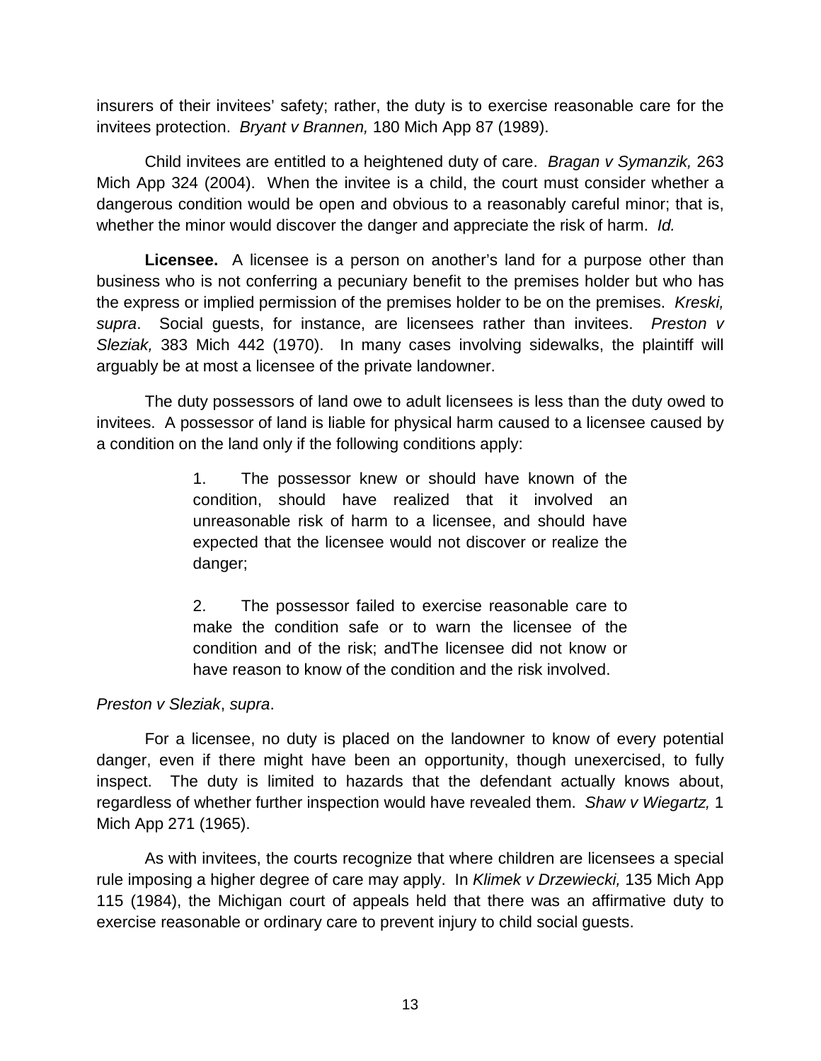insurers of their invitees' safety; rather, the duty is to exercise reasonable care for the invitees protection. *Bryant v Brannen,* 180 Mich App 87 (1989).

Child invitees are entitled to a heightened duty of care. *Bragan v Symanzik,* 263 Mich App 324 (2004). When the invitee is a child, the court must consider whether a dangerous condition would be open and obvious to a reasonably careful minor; that is, whether the minor would discover the danger and appreciate the risk of harm. *Id.*

**Licensee.** A licensee is a person on another's land for a purpose other than business who is not conferring a pecuniary benefit to the premises holder but who has the express or implied permission of the premises holder to be on the premises. *Kreski, supra*. Social guests, for instance, are licensees rather than invitees. *Preston v Sleziak,* 383 Mich 442 (1970). In many cases involving sidewalks, the plaintiff will arguably be at most a licensee of the private landowner.

The duty possessors of land owe to adult licensees is less than the duty owed to invitees. A possessor of land is liable for physical harm caused to a licensee caused by a condition on the land only if the following conditions apply:

> 1. The possessor knew or should have known of the condition, should have realized that it involved an unreasonable risk of harm to a licensee, and should have expected that the licensee would not discover or realize the danger;
>
> 2. The possessor failed to exercise reasonable care to make the condition safe or to warn the licensee of the condition and of the risk; andThe licensee did not know or have reason to know of the condition and the risk involved.

*Preston v Sleziak*, *supra*.

For a licensee, no duty is placed on the landowner to know of every potential danger, even if there might have been an opportunity, though unexercised, to fully inspect. The duty is limited to hazards that the defendant actually knows about, regardless of whether further inspection would have revealed them. *Shaw v Wiegartz,* 1 Mich App 271 (1965).

As with invitees, the courts recognize that where children are licensees a special rule imposing a higher degree of care may apply. In *Klimek v Drzewiecki,* 135 Mich App 115 (1984), the Michigan court of appeals held that there was an affirmative duty to exercise reasonable or ordinary care to prevent injury to child social guests.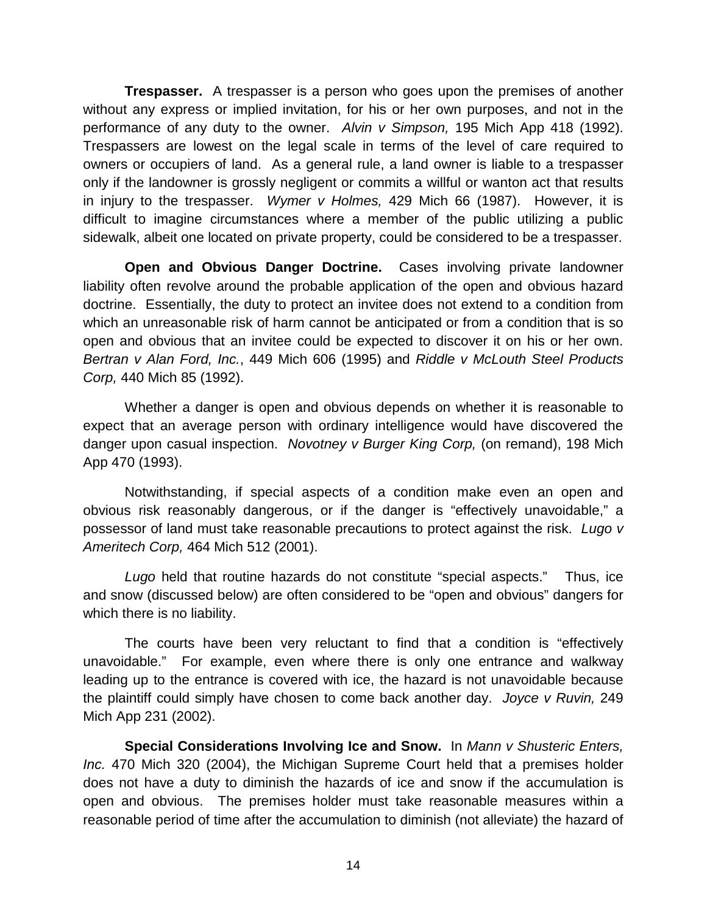**Trespasser.** A trespasser is a person who goes upon the premises of another without any express or implied invitation, for his or her own purposes, and not in the performance of any duty to the owner. *Alvin v Simpson,* 195 Mich App 418 (1992). Trespassers are lowest on the legal scale in terms of the level of care required to owners or occupiers of land. As a general rule, a land owner is liable to a trespasser only if the landowner is grossly negligent or commits a willful or wanton act that results in injury to the trespasser. *Wymer v Holmes,* 429 Mich 66 (1987). However, it is difficult to imagine circumstances where a member of the public utilizing a public sidewalk, albeit one located on private property, could be considered to be a trespasser.

**Open and Obvious Danger Doctrine.** Cases involving private landowner liability often revolve around the probable application of the open and obvious hazard doctrine. Essentially, the duty to protect an invitee does not extend to a condition from which an unreasonable risk of harm cannot be anticipated or from a condition that is so open and obvious that an invitee could be expected to discover it on his or her own. *Bertran v Alan Ford, Inc.*, 449 Mich 606 (1995) and *Riddle v McLouth Steel Products Corp,* 440 Mich 85 (1992).

Whether a danger is open and obvious depends on whether it is reasonable to expect that an average person with ordinary intelligence would have discovered the danger upon casual inspection. *Novotney v Burger King Corp,* (on remand), 198 Mich App 470 (1993).

Notwithstanding, if special aspects of a condition make even an open and obvious risk reasonably dangerous, or if the danger is "effectively unavoidable," a possessor of land must take reasonable precautions to protect against the risk. *Lugo v Ameritech Corp,* 464 Mich 512 (2001).

*Lugo* held that routine hazards do not constitute "special aspects." Thus, ice and snow (discussed below) are often considered to be "open and obvious" dangers for which there is no liability.

The courts have been very reluctant to find that a condition is "effectively unavoidable." For example, even where there is only one entrance and walkway leading up to the entrance is covered with ice, the hazard is not unavoidable because the plaintiff could simply have chosen to come back another day. *Joyce v Ruvin,* 249 Mich App 231 (2002).

**Special Considerations Involving Ice and Snow.** In *Mann v Shusteric Enters, Inc.* 470 Mich 320 (2004), the Michigan Supreme Court held that a premises holder does not have a duty to diminish the hazards of ice and snow if the accumulation is open and obvious. The premises holder must take reasonable measures within a reasonable period of time after the accumulation to diminish (not alleviate) the hazard of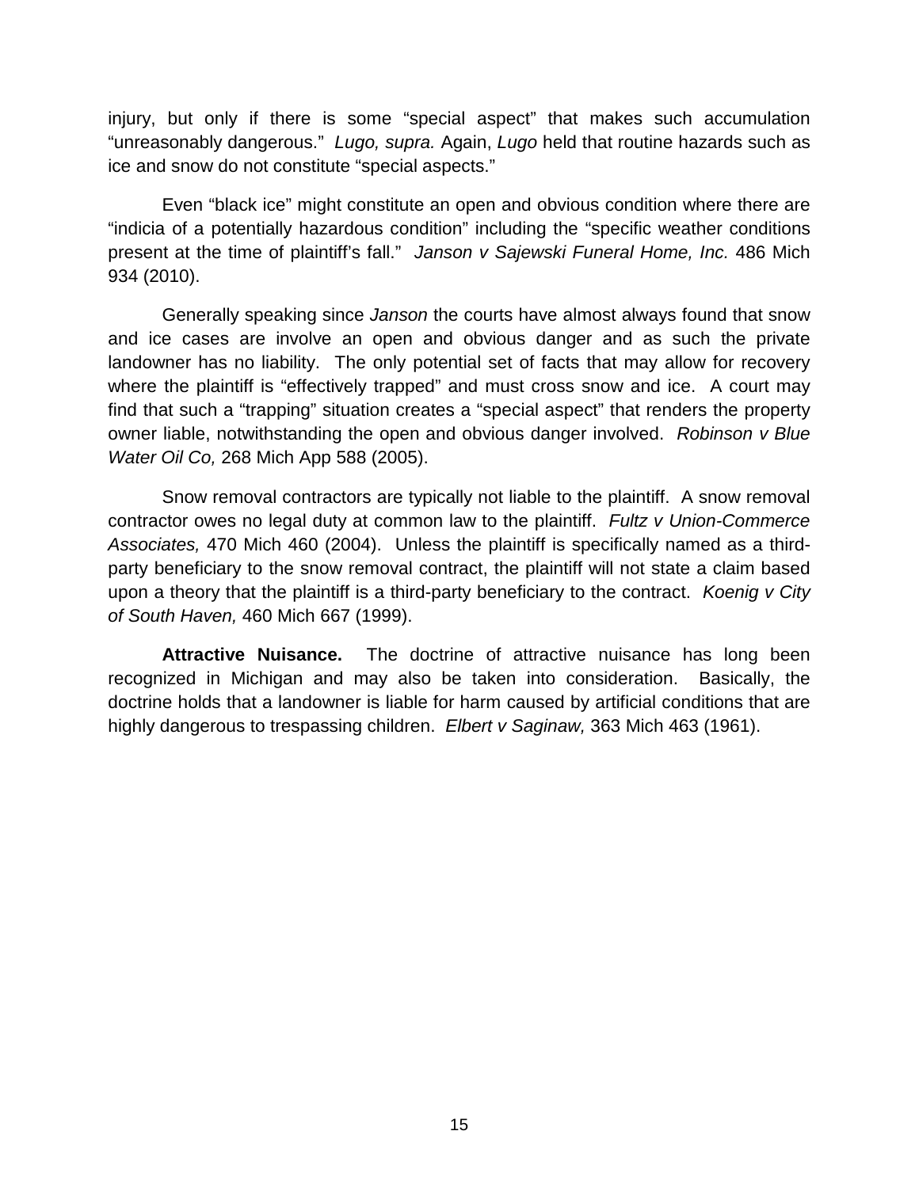injury, but only if there is some "special aspect" that makes such accumulation "unreasonably dangerous." *Lugo, supra.* Again, *Lugo* held that routine hazards such as ice and snow do not constitute "special aspects."

Even "black ice" might constitute an open and obvious condition where there are "indicia of a potentially hazardous condition" including the "specific weather conditions present at the time of plaintiff's fall." *Janson v Sajewski Funeral Home, Inc.* 486 Mich 934 (2010).

Generally speaking since *Janson* the courts have almost always found that snow and ice cases are involve an open and obvious danger and as such the private landowner has no liability. The only potential set of facts that may allow for recovery where the plaintiff is "effectively trapped" and must cross snow and ice. A court may find that such a "trapping" situation creates a "special aspect" that renders the property owner liable, notwithstanding the open and obvious danger involved. *Robinson v Blue Water Oil Co,* 268 Mich App 588 (2005).

Snow removal contractors are typically not liable to the plaintiff. A snow removal contractor owes no legal duty at common law to the plaintiff. *Fultz v Union-Commerce Associates,* 470 Mich 460 (2004). Unless the plaintiff is specifically named as a third-party beneficiary to the snow removal contract, the plaintiff will not state a claim based upon a theory that the plaintiff is a third-party beneficiary to the contract. *Koenig v City of South Haven,* 460 Mich 667 (1999).

**Attractive Nuisance.** The doctrine of attractive nuisance has long been recognized in Michigan and may also be taken into consideration. Basically, the doctrine holds that a landowner is liable for harm caused by artificial conditions that are highly dangerous to trespassing children. *Elbert v Saginaw,* 363 Mich 463 (1961).